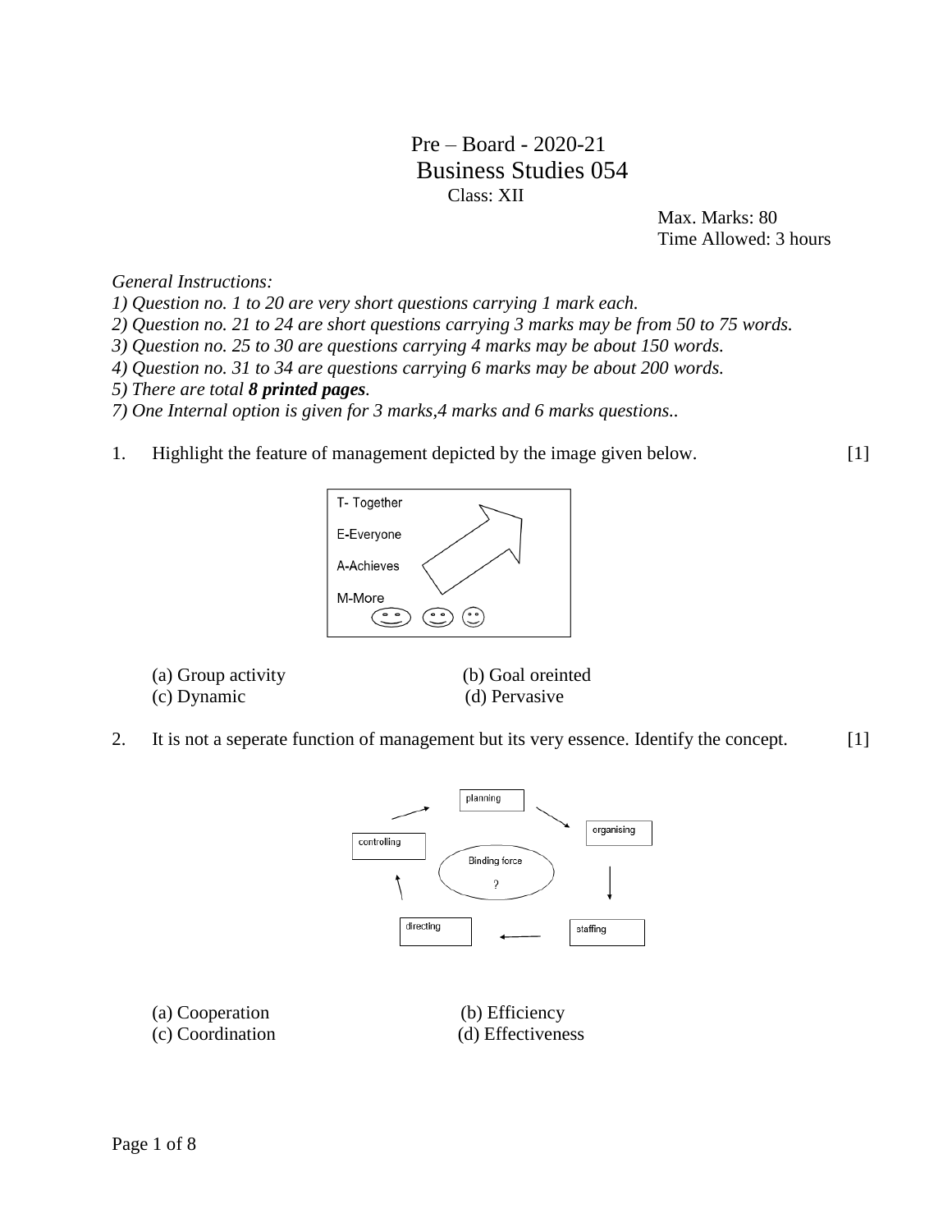# Pre – Board - 2020-21

## Business Studies 054

Class: XII

Max. Marks: 80
Time Allowed: 3 hours

*General Instructions:*

*1) Question no. 1 to 20 are very short questions carrying 1 mark each.*
*2) Question no. 21 to 24 are short questions carrying 3 marks may be from 50 to 75 words.*
*3) Question no. 25 to 30 are questions carrying 4 marks may be about 150 words.*
*4) Question no. 31 to 34 are questions carrying 6 marks may be about 200 words.*
*5) There are total **8 printed pages**.*
*7) One Internal option is given for 3 marks,4 marks and 6 marks questions..*

1. Highlight the feature of management depicted by the image given below. [1]

T- Together
E-Everyone
A-Achieves
M-More

(a) Group activity (b) Goal oreinted
(c) Dynamic (d) Pervasive

2. It is not a seperate function of management but its very essence. Identify the concept. [1]

planning → organising → staffing → directing → controlling → planning
Binding force ?

(a) Cooperation (b) Efficiency
(c) Coordination (d) Effectiveness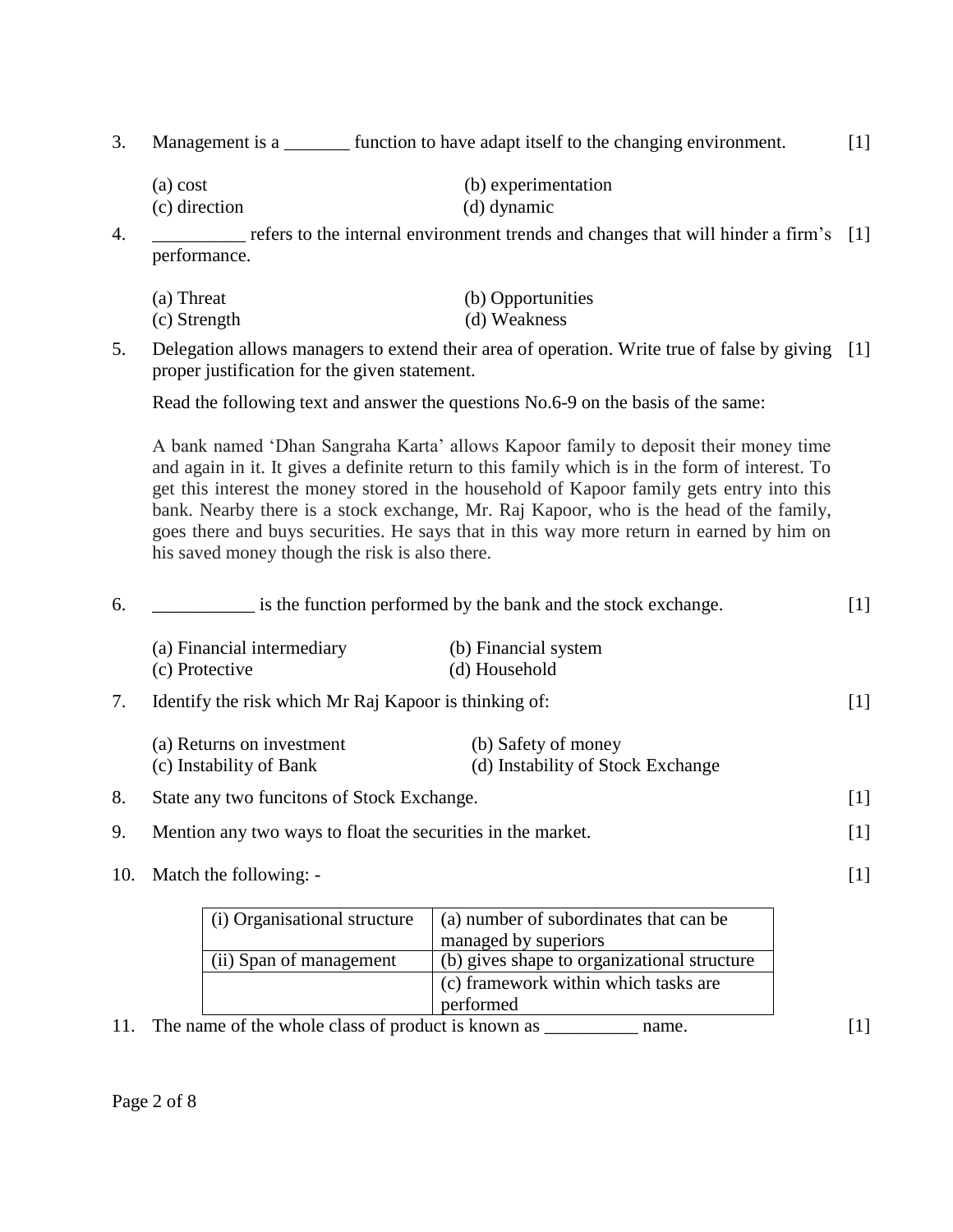3. Management is a _______ function to have adapt itself to the changing environment. [1]

(a) cost (b) experimentation
(c) direction (d) dynamic

4. _________ refers to the internal environment trends and changes that will hinder a firm's performance. [1]

(a) Threat (b) Opportunities
(c) Strength (d) Weakness

5. Delegation allows managers to extend their area of operation. Write true of false by giving proper justification for the given statement. [1]

Read the following text and answer the questions No.6-9 on the basis of the same:

A bank named 'Dhan Sangraha Karta' allows Kapoor family to deposit their money time and again in it. It gives a definite return to this family which is in the form of interest. To get this interest the money stored in the household of Kapoor family gets entry into this bank. Nearby there is a stock exchange, Mr. Raj Kapoor, who is the head of the family, goes there and buys securities. He says that in this way more return in earned by him on his saved money though the risk is also there.

6. __________ is the function performed by the bank and the stock exchange. [1]

(a) Financial intermediary (b) Financial system
(c) Protective (d) Household

7. Identify the risk which Mr Raj Kapoor is thinking of: [1]

(a) Returns on investment (b) Safety of money
(c) Instability of Bank (d) Instability of Stock Exchange

8. State any two funcitons of Stock Exchange. [1]

9. Mention any two ways to float the securities in the market. [1]

10. Match the following: - [1]

| (i) Organisational structure | (a) number of subordinates that can be managed by superiors |
|---|---|
| (ii) Span of management | (b) gives shape to organizational structure |
| | (c) framework within which tasks are performed |

11. The name of the whole class of product is known as __________ name. [1]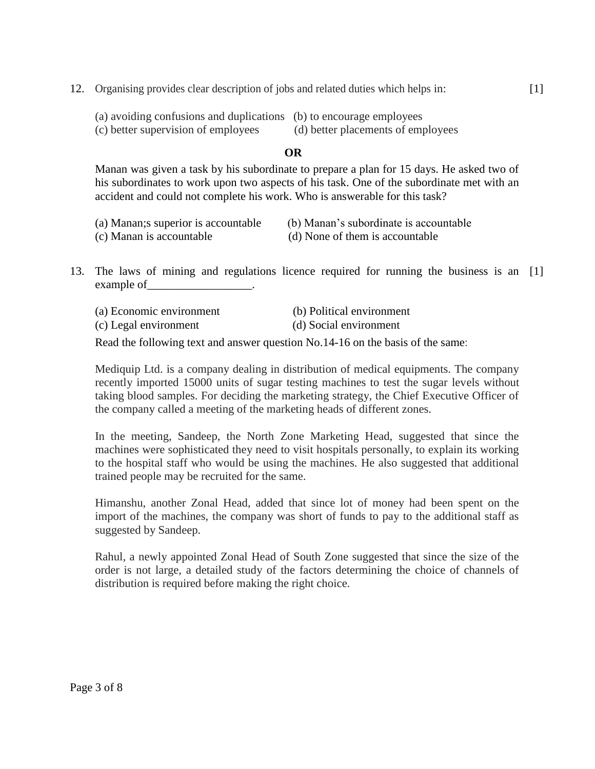12. Organising provides clear description of jobs and related duties which helps in: [1]

    (a) avoiding confusions and duplications (b) to encourage employees
    (c) better supervision of employees (d) better placements of employees

**OR**

Manan was given a task by his subordinate to prepare a plan for 15 days. He asked two of his subordinates to work upon two aspects of his task. One of the subordinate met with an accident and could not complete his work. Who is answerable for this task?

(a) Manan;s superior is accountable (b) Manan's subordinate is accountable
(c) Manan is accountable (d) None of them is accountable

13. The laws of mining and regulations licence required for running the business is an example of__________________. [1]

    (a) Economic environment (b) Political environment
    (c) Legal environment (d) Social environment

Read the following text and answer question No.14-16 on the basis of the same:

Mediquip Ltd. is a company dealing in distribution of medical equipments. The company recently imported 15000 units of sugar testing machines to test the sugar levels without taking blood samples. For deciding the marketing strategy, the Chief Executive Officer of the company called a meeting of the marketing heads of different zones.

In the meeting, Sandeep, the North Zone Marketing Head, suggested that since the machines were sophisticated they need to visit hospitals personally, to explain its working to the hospital staff who would be using the machines. He also suggested that additional trained people may be recruited for the same.

Himanshu, another Zonal Head, added that since lot of money had been spent on the import of the machines, the company was short of funds to pay to the additional staff as suggested by Sandeep.

Rahul, a newly appointed Zonal Head of South Zone suggested that since the size of the order is not large, a detailed study of the factors determining the choice of channels of distribution is required before making the right choice.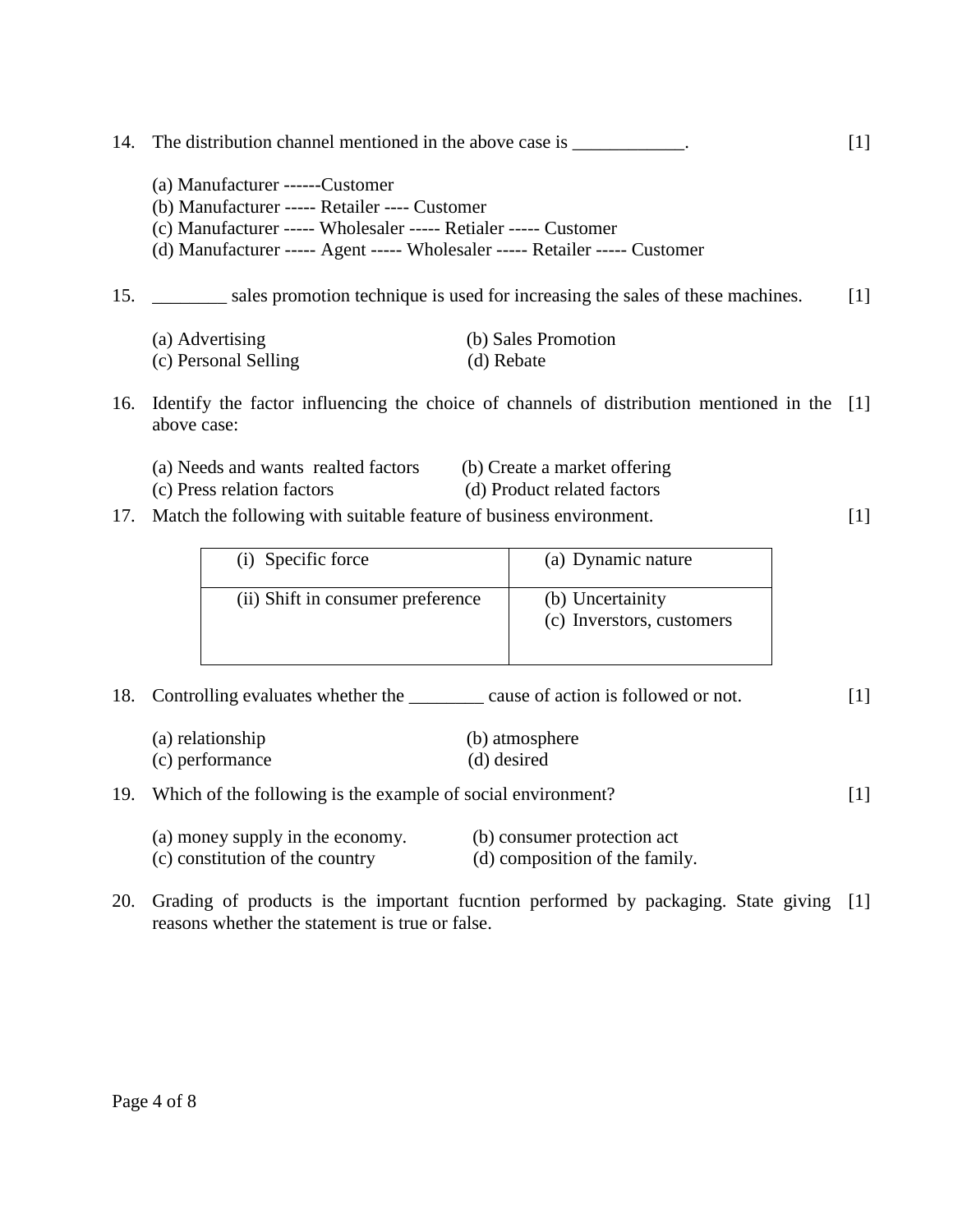14. The distribution channel mentioned in the above case is ____________. [1]

    (a) Manufacturer ------Customer
    (b) Manufacturer ----- Retailer ---- Customer
    (c) Manufacturer ----- Wholesaler ----- Retialer ----- Customer
    (d) Manufacturer ----- Agent ----- Wholesaler ----- Retailer ----- Customer

15. ________ sales promotion technique is used for increasing the sales of these machines. [1]

    (a) Advertising (b) Sales Promotion
    (c) Personal Selling (d) Rebate

16. Identify the factor influencing the choice of channels of distribution mentioned in the above case: [1]

    (a) Needs and wants realted factors (b) Create a market offering
    (c) Press relation factors (d) Product related factors

17. Match the following with suitable feature of business environment. [1]

| (i) Specific force | (a) Dynamic nature |
| --- | --- |
| (ii) Shift in consumer preference | (b) Uncertainity<br>(c) Inverstors, customers |

18. Controlling evaluates whether the ________ cause of action is followed or not. [1]

    (a) relationship (b) atmosphere
    (c) performance (d) desired

19. Which of the following is the example of social environment? [1]

    (a) money supply in the economy. (b) consumer protection act
    (c) constitution of the country (d) composition of the family.

20. Grading of products is the important fucntion performed by packaging. State giving reasons whether the statement is true or false. [1]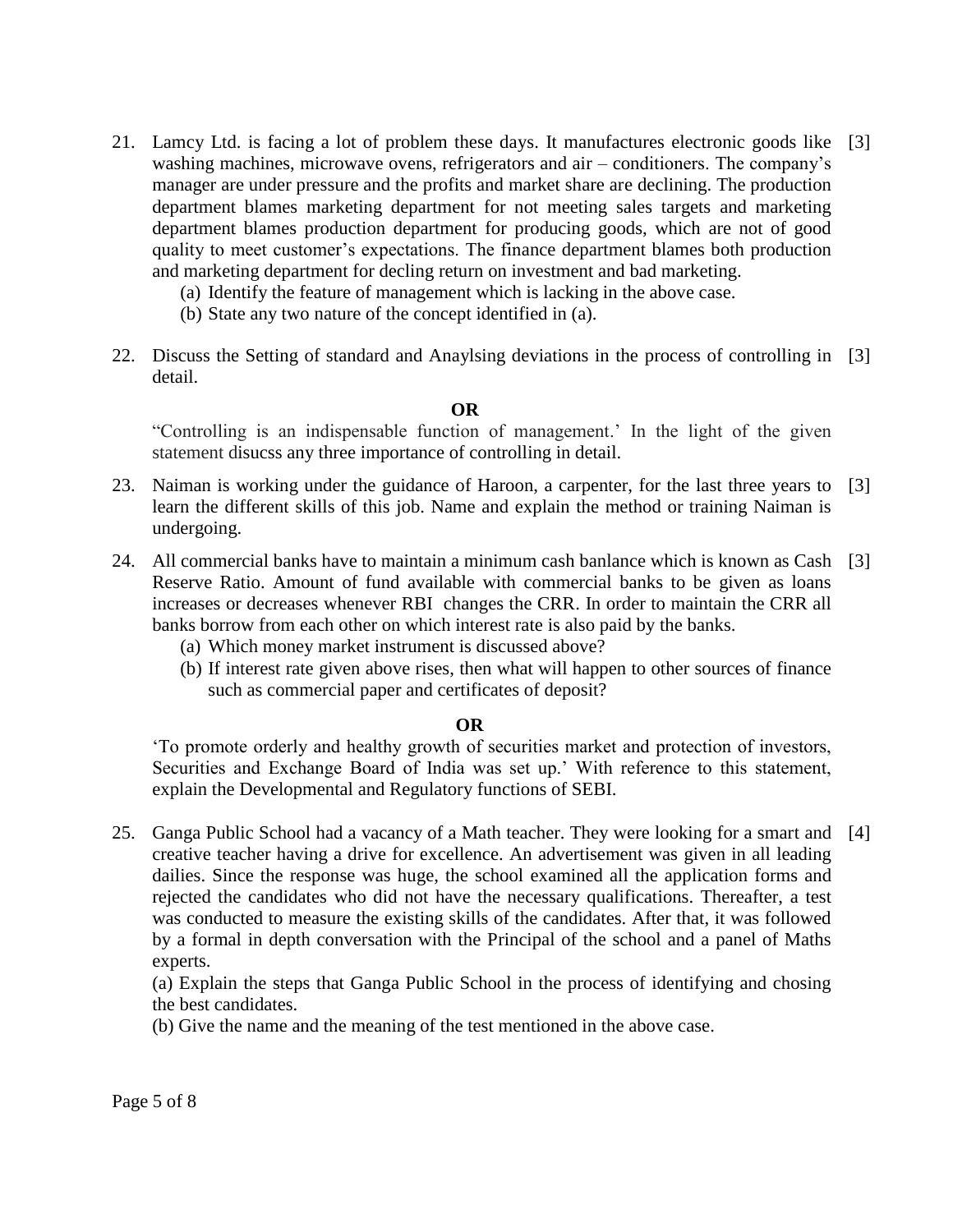21. Lamcy Ltd. is facing a lot of problem these days. It manufactures electronic goods like washing machines, microwave ovens, refrigerators and air – conditioners. The company's manager are under pressure and the profits and market share are declining. The production department blames marketing department for not meeting sales targets and marketing department blames production department for producing goods, which are not of good quality to meet customer's expectations. The finance department blames both production and marketing department for decling return on investment and bad marketing. [3]
    (a) Identify the feature of management which is lacking in the above case.
    (b) State any two nature of the concept identified in (a).

22. Discuss the Setting of standard and Anaylsing deviations in the process of controlling in detail. [3]

    **OR**

    "Controlling is an indispensable function of management.' In the light of the given statement disucss any three importance of controlling in detail.

23. Naiman is working under the guidance of Haroon, a carpenter, for the last three years to learn the different skills of this job. Name and explain the method or training Naiman is undergoing. [3]

24. All commercial banks have to maintain a minimum cash banlance which is known as Cash Reserve Ratio. Amount of fund available with commercial banks to be given as loans increases or decreases whenever RBI changes the CRR. In order to maintain the CRR all banks borrow from each other on which interest rate is also paid by the banks. [3]
    (a) Which money market instrument is discussed above?
    (b) If interest rate given above rises, then what will happen to other sources of finance such as commercial paper and certificates of deposit?

    **OR**

    'To promote orderly and healthy growth of securities market and protection of investors, Securities and Exchange Board of India was set up.' With reference to this statement, explain the Developmental and Regulatory functions of SEBI.

25. Ganga Public School had a vacancy of a Math teacher. They were looking for a smart and creative teacher having a drive for excellence. An advertisement was given in all leading dailies. Since the response was huge, the school examined all the application forms and rejected the candidates who did not have the necessary qualifications. Thereafter, a test was conducted to measure the existing skills of the candidates. After that, it was followed by a formal in depth conversation with the Principal of the school and a panel of Maths experts. [4]

    (a) Explain the steps that Ganga Public School in the process of identifying and chosing the best candidates.

    (b) Give the name and the meaning of the test mentioned in the above case.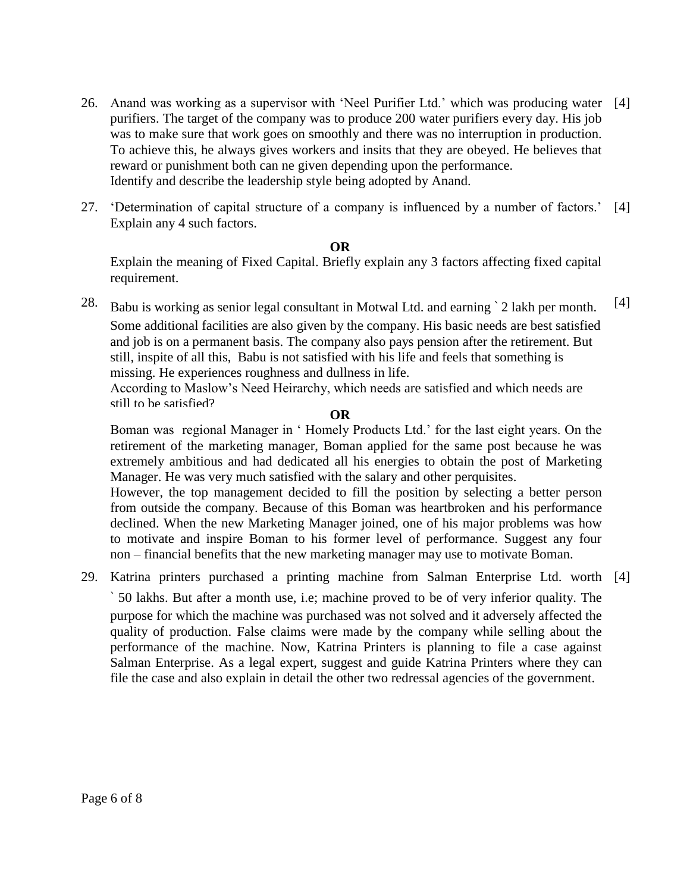26. Anand was working as a supervisor with 'Neel Purifier Ltd.' which was producing water purifiers. The target of the company was to produce 200 water purifiers every day. His job was to make sure that work goes on smoothly and there was no interruption in production. To achieve this, he always gives workers and insits that they are obeyed. He believes that reward or punishment both can ne given depending upon the performance.
Identify and describe the leadership style being adopted by Anand. [4]

27. 'Determination of capital structure of a company is influenced by a number of factors.' Explain any 4 such factors. [4]

**OR**

Explain the meaning of Fixed Capital. Briefly explain any 3 factors affecting fixed capital requirement.

28. Babu is working as senior legal consultant in Motwal Ltd. and earning ` 2 lakh per month. Some additional facilities are also given by the company. His basic needs are best satisfied and job is on a permanent basis. The company also pays pension after the retirement. But still, inspite of all this, Babu is not satisfied with his life and feels that something is missing. He experiences roughness and dullness in life.
According to Maslow's Need Heirarchy, which needs are satisfied and which needs are still to be satisfied? [4]

**OR**

Boman was regional Manager in ' Homely Products Ltd.' for the last eight years. On the retirement of the marketing manager, Boman applied for the same post because he was extremely ambitious and had dedicated all his energies to obtain the post of Marketing Manager. He was very much satisfied with the salary and other perquisites.
However, the top management decided to fill the position by selecting a better person from outside the company. Because of this Boman was heartbroken and his performance declined. When the new Marketing Manager joined, one of his major problems was how to motivate and inspire Boman to his former level of performance. Suggest any four non – financial benefits that the new marketing manager may use to motivate Boman.

29. Katrina printers purchased a printing machine from Salman Enterprise Ltd. worth ` 50 lakhs. But after a month use, i.e; machine proved to be of very inferior quality. The purpose for which the machine was purchased was not solved and it adversely affected the quality of production. False claims were made by the company while selling about the performance of the machine. Now, Katrina Printers is planning to file a case against Salman Enterprise. As a legal expert, suggest and guide Katrina Printers where they can file the case and also explain in detail the other two redressal agencies of the government. [4]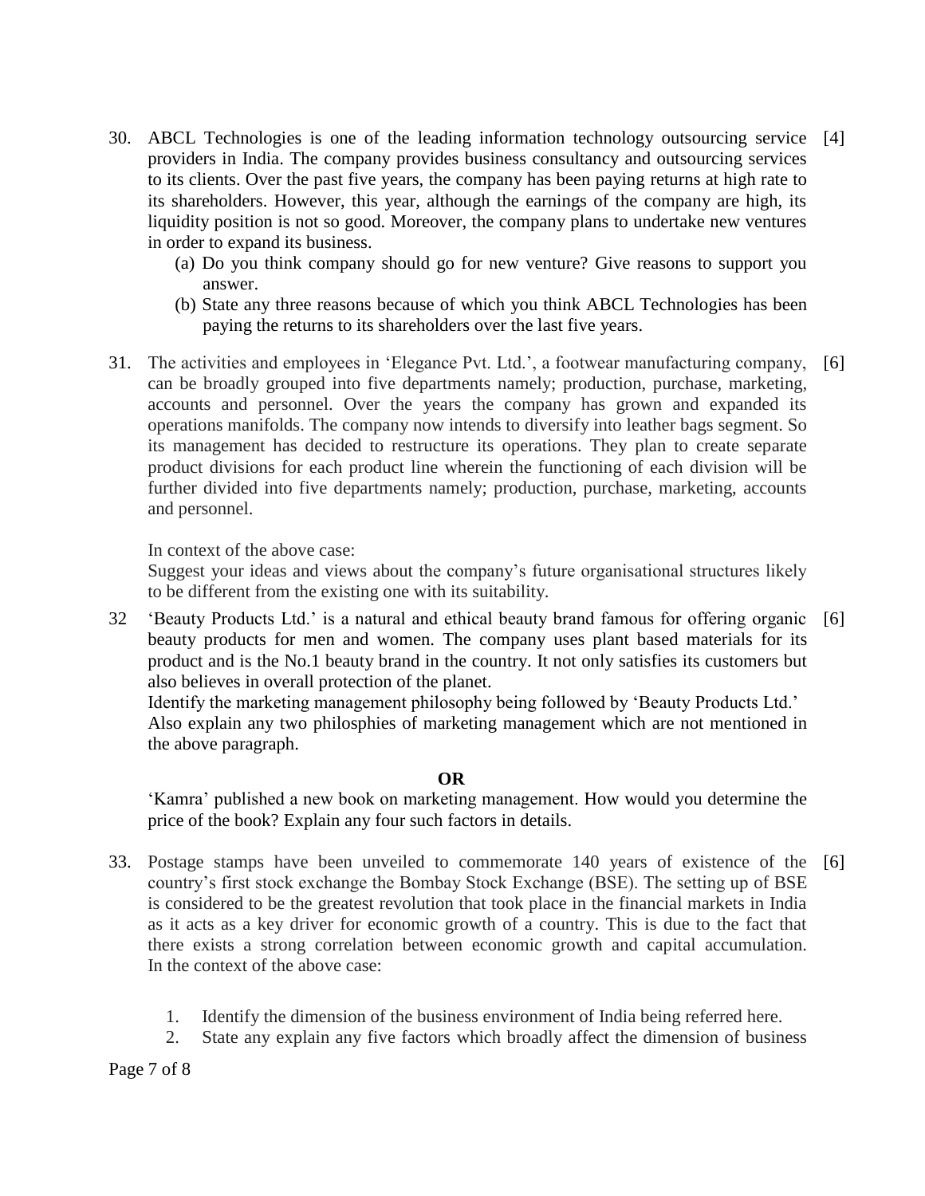30. ABCL Technologies is one of the leading information technology outsourcing service providers in India. The company provides business consultancy and outsourcing services to its clients. Over the past five years, the company has been paying returns at high rate to its shareholders. However, this year, although the earnings of the company are high, its liquidity position is not so good. Moreover, the company plans to undertake new ventures in order to expand its business. [4]

    (a) Do you think company should go for new venture? Give reasons to support you answer.

    (b) State any three reasons because of which you think ABCL Technologies has been paying the returns to its shareholders over the last five years.

31. The activities and employees in 'Elegance Pvt. Ltd.', a footwear manufacturing company, can be broadly grouped into five departments namely; production, purchase, marketing, accounts and personnel. Over the years the company has grown and expanded its operations manifolds. The company now intends to diversify into leather bags segment. So its management has decided to restructure its operations. They plan to create separate product divisions for each product line wherein the functioning of each division will be further divided into five departments namely; production, purchase, marketing, accounts and personnel. [6]

    In context of the above case:
    Suggest your ideas and views about the company's future organisational structures likely to be different from the existing one with its suitability.

32 'Beauty Products Ltd.' is a natural and ethical beauty brand famous for offering organic beauty products for men and women. The company uses plant based materials for its product and is the No.1 beauty brand in the country. It not only satisfies its customers but also believes in overall protection of the planet. [6]
Identify the marketing management philosophy being followed by 'Beauty Products Ltd.'
Also explain any two philosphies of marketing management which are not mentioned in the above paragraph.

**OR**

'Kamra' published a new book on marketing management. How would you determine the price of the book? Explain any four such factors in details.

33. Postage stamps have been unveiled to commemorate 140 years of existence of the country's first stock exchange the Bombay Stock Exchange (BSE). The setting up of BSE is considered to be the greatest revolution that took place in the financial markets in India as it acts as a key driver for economic growth of a country. This is due to the fact that there exists a strong correlation between economic growth and capital accumulation. In the context of the above case: [6]

    1. Identify the dimension of the business environment of India being referred here.
    2. State any explain any five factors which broadly affect the dimension of business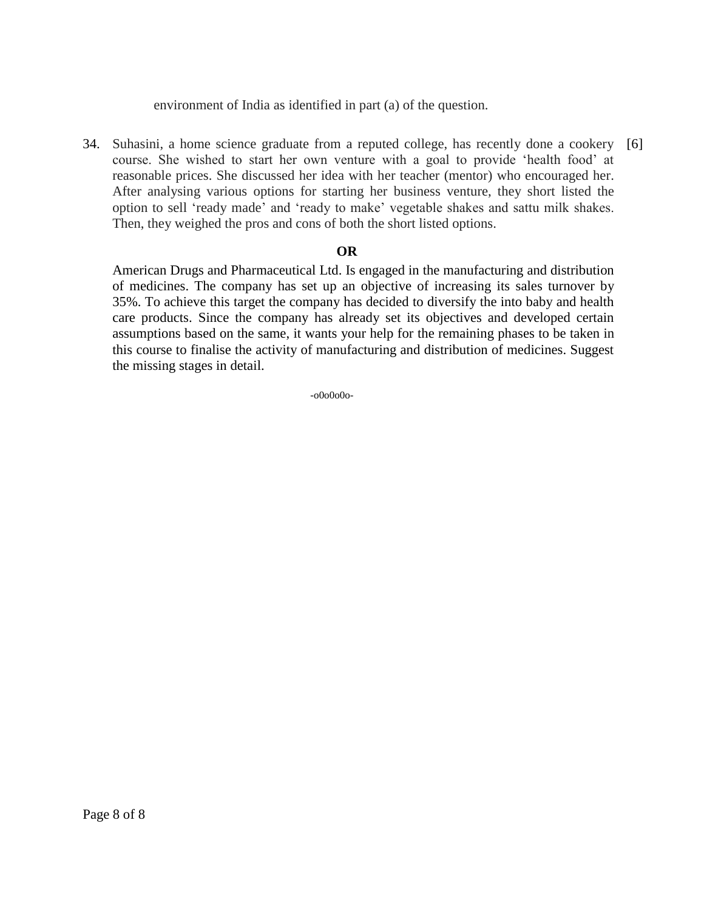environment of India as identified in part (a) of the question.

34. Suhasini, a home science graduate from a reputed college, has recently done a cookery course. She wished to start her own venture with a goal to provide 'health food' at reasonable prices. She discussed her idea with her teacher (mentor) who encouraged her. After analysing various options for starting her business venture, they short listed the option to sell 'ready made' and 'ready to make' vegetable shakes and sattu milk shakes. Then, they weighed the pros and cons of both the short listed options. [6]

**OR**

American Drugs and Pharmaceutical Ltd. Is engaged in the manufacturing and distribution of medicines. The company has set up an objective of increasing its sales turnover by 35%. To achieve this target the company has decided to diversify the into baby and health care products. Since the company has already set its objectives and developed certain assumptions based on the same, it wants your help for the remaining phases to be taken in this course to finalise the activity of manufacturing and distribution of medicines. Suggest the missing stages in detail.

-o0o0o0o-